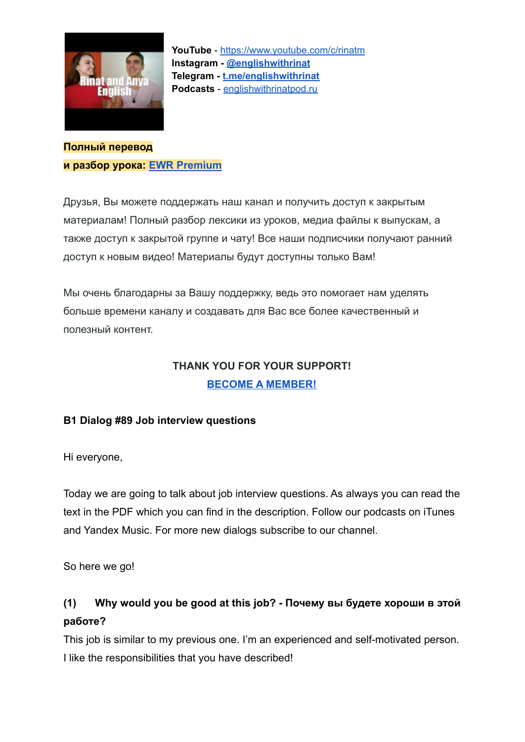**YouTube** - https://www.youtube.com/c/rinatm
**Instagram** - **@englishwithrinat**
**Telegram** - **t.me/englishwithrinat**
**Podcasts** - englishwithrinatpod.ru

**Полный перевод**
**и разбор урока: EWR Premium**

Друзья, Вы можете поддержать наш канал и получить доступ к закрытым материалам! Полный разбор лексики из уроков, медиа файлы к выпускам, а также доступ к закрытой группе и чату! Все наши подписчики получают ранний доступ к новым видео! Материалы будут доступны только Вам!

Мы очень благодарны за Вашу поддержку, ведь это помогает нам уделять больше времени каналу и создавать для Вас все более качественный и полезный контент.

**THANK YOU FOR YOUR SUPPORT!**
**BECOME A MEMBER!**

**B1 Dialog #89 Job interview questions**

Hi everyone,

Today we are going to talk about job interview questions. As always you can read the text in the PDF which you can find in the description. Follow our podcasts on iTunes and Yandex Music. For more new dialogs subscribe to our channel.

So here we go!

**(1) Why would you be good at this job? - Почему вы будете хороши в этой работе?**

This job is similar to my previous one. I'm an experienced and self-motivated person. I like the responsibilities that you have described!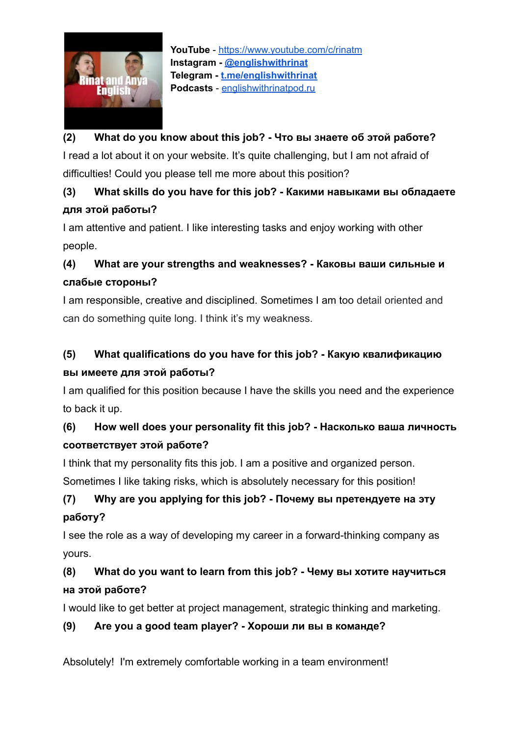**YouTube** - https://www.youtube.com/c/rinatm
**Instagram** - **@englishwithrinat**
**Telegram** - **t.me/englishwithrinat**
**Podcasts** - englishwithrinatpod.ru

**(2) What do you know about this job? - Что вы знаете об этой работе?**

I read a lot about it on your website. It's quite challenging, but I am not afraid of difficulties! Could you please tell me more about this position?

**(3) What skills do you have for this job? - Какими навыками вы обладаете для этой работы?**

I am attentive and patient. I like interesting tasks and enjoy working with other people.

**(4) What are your strengths and weaknesses? - Каковы ваши сильные и слабые стороны?**

I am responsible, creative and disciplined. Sometimes I am too detail oriented and can do something quite long. I think it's my weakness.

**(5) What qualifications do you have for this job? - Какую квалификацию вы имеете для этой работы?**

I am qualified for this position because I have the skills you need and the experience to back it up.

**(6) How well does your personality fit this job? - Насколько ваша личность соответствует этой работе?**

I think that my personality fits this job. I am a positive and organized person. Sometimes I like taking risks, which is absolutely necessary for this position!

**(7) Why are you applying for this job? - Почему вы претендуете на эту работу?**

I see the role as a way of developing my career in a forward-thinking company as yours.

**(8) What do you want to learn from this job? - Чему вы хотите научиться на этой работе?**

I would like to get better at project management, strategic thinking and marketing.

**(9) Are you a good team player? - Хороши ли вы в команде?**

Absolutely! I'm extremely comfortable working in a team environment!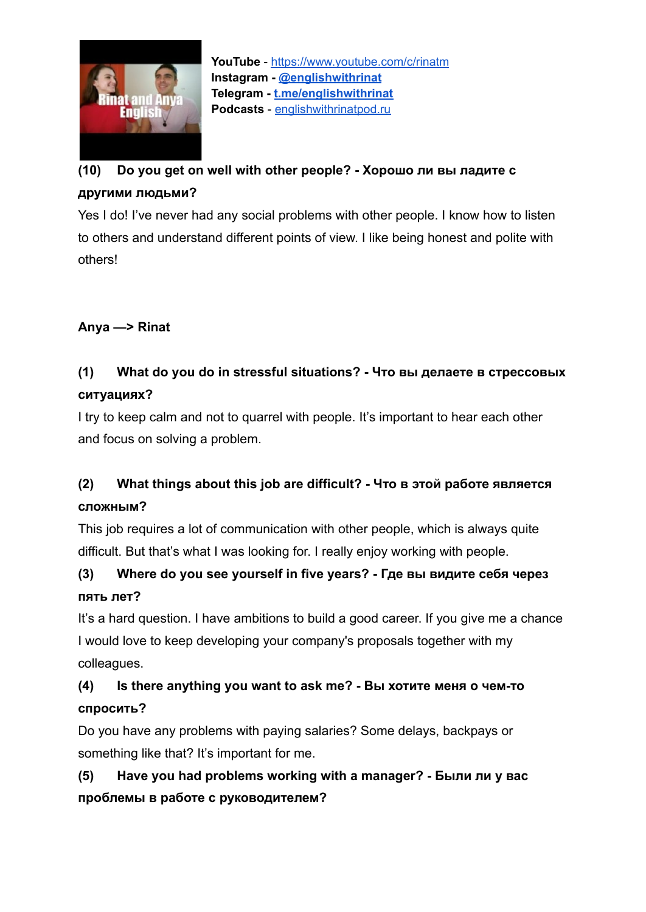**YouTube** - [https://www.youtube.com/c/rinatm](https://www.youtube.com/c/rinatm)
**Instagram** - **[@englishwithrinat](#)**
**Telegram** - **[t.me/englishwithrinat](#)**
**Podcasts** - [englishwithrinatpod.ru](#)

**(10) Do you get on well with other people? - Хорошо ли вы ладите с другими людьми?**

Yes I do! I've never had any social problems with other people. I know how to listen to others and understand different points of view. I like being honest and polite with others!

**Anya —> Rinat**

**(1) What do you do in stressful situations? - Что вы делаете в стрессовых ситуациях?**

I try to keep calm and not to quarrel with people. It's important to hear each other and focus on solving a problem.

**(2) What things about this job are difficult? - Что в этой работе является сложным?**

This job requires a lot of communication with other people, which is always quite difficult. But that's what I was looking for. I really enjoy working with people.

**(3) Where do you see yourself in five years? - Где вы видите себя через пять лет?**

It's a hard question. I have ambitions to build a good career. If you give me a chance I would love to keep developing your company's proposals together with my colleagues.

**(4) Is there anything you want to ask me? - Вы хотите меня о чем-то спросить?**

Do you have any problems with paying salaries? Some delays, backpays or something like that? It's important for me.

**(5) Have you had problems working with a manager? - Были ли у вас проблемы в работе с руководителем?**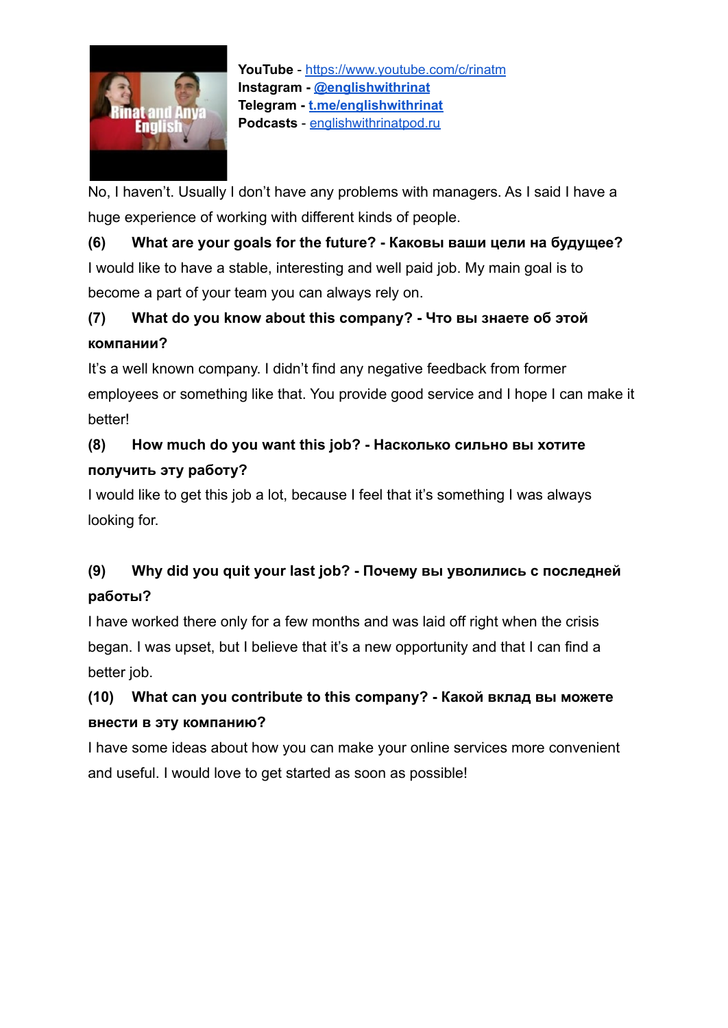**YouTube** - https://www.youtube.com/c/rinatm
**Instagram - @englishwithrinat**
**Telegram - t.me/englishwithrinat**
**Podcasts** - englishwithrinatpod.ru

No, I haven't. Usually I don't have any problems with managers. As I said I have a huge experience of working with different kinds of people.

**(6) What are your goals for the future? - Каковы ваши цели на будущее?**

I would like to have a stable, interesting and well paid job. My main goal is to become a part of your team you can always rely on.

**(7) What do you know about this company? - Что вы знаете об этой компании?**

It's a well known company. I didn't find any negative feedback from former employees or something like that. You provide good service and I hope I can make it better!

**(8) How much do you want this job? - Насколько сильно вы хотите получить эту работу?**

I would like to get this job a lot, because I feel that it's something I was always looking for.

**(9) Why did you quit your last job? - Почему вы уволились с последней работы?**

I have worked there only for a few months and was laid off right when the crisis began. I was upset, but I believe that it's a new opportunity and that I can find a better job.

**(10) What can you contribute to this company? - Какой вклад вы можете внести в эту компанию?**

I have some ideas about how you can make your online services more convenient and useful. I would love to get started as soon as possible!